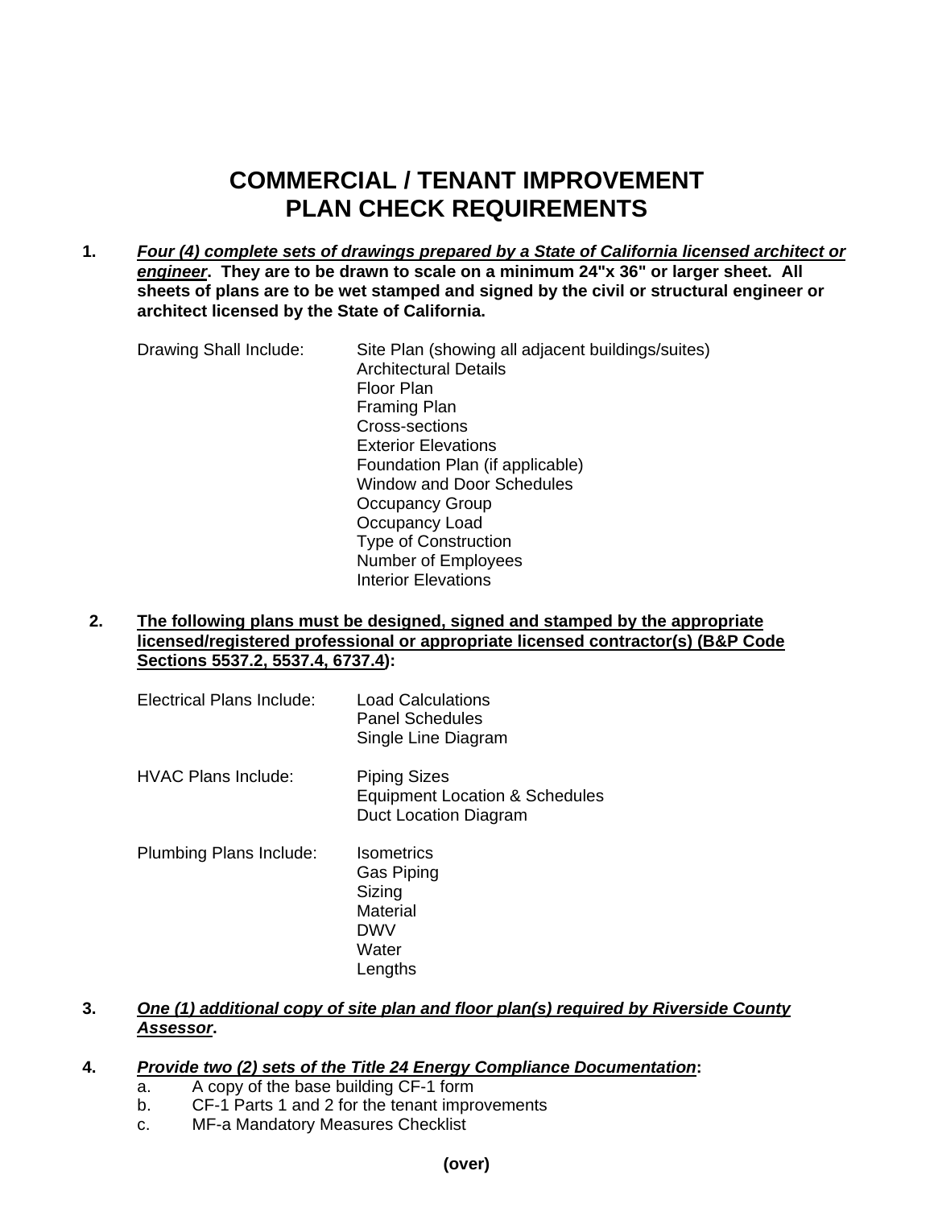# COMMERCIAL / TENANT IMPROVEMENT PLAN CHECK REQUIREMENTS

**1.** ***<u>Four (4) complete sets of drawings prepared by a State of California licensed architect or engineer</u>*. They are to be drawn to scale on a minimum 24"x 36" or larger sheet. All sheets of plans are to be wet stamped and signed by the civil or structural engineer or architect licensed by the State of California.**

Drawing Shall Include:
- Site Plan (showing all adjacent buildings/suites)
- Architectural Details
- Floor Plan
- Framing Plan
- Cross-sections
- Exterior Elevations
- Foundation Plan (if applicable)
- Window and Door Schedules
- Occupancy Group
- Occupancy Load
- Type of Construction
- Number of Employees
- Interior Elevations

**2.** **<u>The following plans must be designed, signed and stamped by the appropriate licensed/registered professional or appropriate licensed contractor(s) (B&P Code Sections 5537.2, 5537.4, 6737.4)</u>:**

Electrical Plans Include:
- Load Calculations
- Panel Schedules
- Single Line Diagram

HVAC Plans Include:
- Piping Sizes
- Equipment Location & Schedules
- Duct Location Diagram

Plumbing Plans Include:
- Isometrics
- Gas Piping
- Sizing
- Material
- DWV
- Water
- Lengths

**3.** ***<u>One (1) additional copy of site plan and floor plan(s) required by Riverside County Assessor</u>*.**

**4.** ***<u>Provide two (2) sets of the Title 24 Energy Compliance Documentation</u>*:**

a. A copy of the base building CF-1 form
b. CF-1 Parts 1 and 2 for the tenant improvements
c. MF-a Mandatory Measures Checklist

**(over)**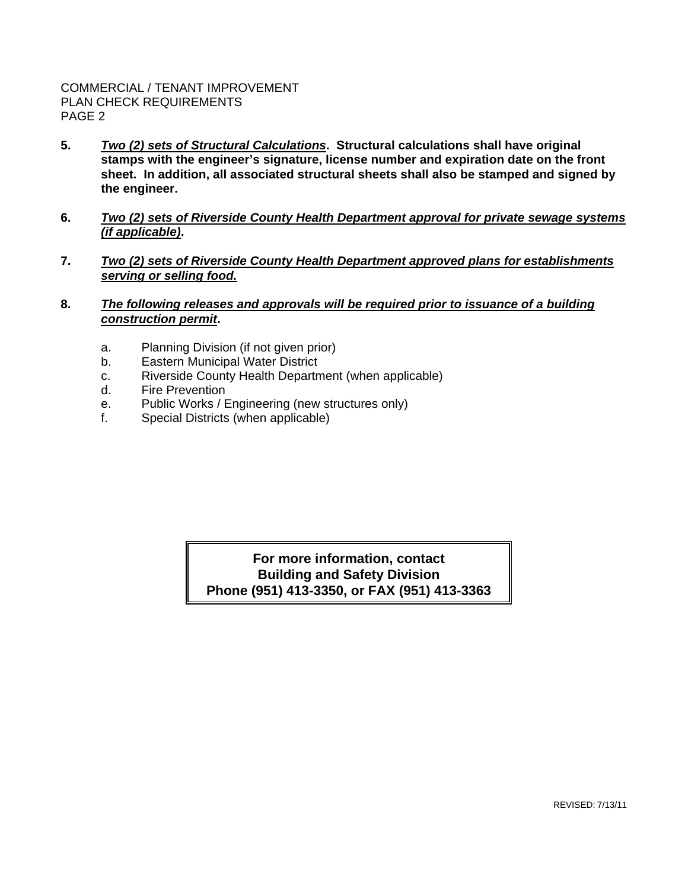5. ***Two (2) sets of Structural Calculations*. Structural calculations shall have original stamps with the engineer's signature, license number and expiration date on the front sheet. In addition, all associated structural sheets shall also be stamped and signed by the engineer.**

6. ***Two (2) sets of Riverside County Health Department approval for private sewage systems (if applicable)*.**

7. ***Two (2) sets of Riverside County Health Department approved plans for establishments serving or selling food.***

8. ***The following releases and approvals will be required prior to issuance of a building construction permit*.**

   a. Planning Division (if not given prior)
   b. Eastern Municipal Water District
   c. Riverside County Health Department (when applicable)
   d. Fire Prevention
   e. Public Works / Engineering (new structures only)
   f. Special Districts (when applicable)

**For more information, contact**
**Building and Safety Division**
**Phone (951) 413-3350, or FAX (951) 413-3363**

REVISED: 7/13/11